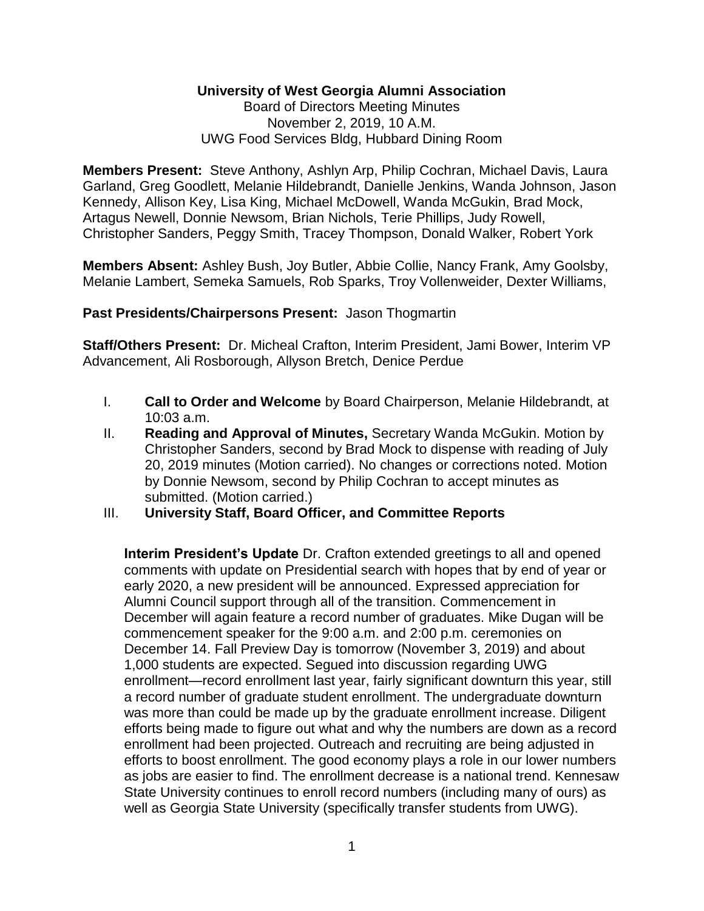**University of West Georgia Alumni Association**

Board of Directors Meeting Minutes
November 2, 2019, 10 A.M.
UWG Food Services Bldg, Hubbard Dining Room

**Members Present:** Steve Anthony, Ashlyn Arp, Philip Cochran, Michael Davis, Laura Garland, Greg Goodlett, Melanie Hildebrandt, Danielle Jenkins, Wanda Johnson, Jason Kennedy, Allison Key, Lisa King, Michael McDowell, Wanda McGukin, Brad Mock, Artagus Newell, Donnie Newsom, Brian Nichols, Terie Phillips, Judy Rowell, Christopher Sanders, Peggy Smith, Tracey Thompson, Donald Walker, Robert York

**Members Absent:** Ashley Bush, Joy Butler, Abbie Collie, Nancy Frank, Amy Goolsby, Melanie Lambert, Semeka Samuels, Rob Sparks, Troy Vollenweider, Dexter Williams,

**Past Presidents/Chairpersons Present:** Jason Thogmartin

**Staff/Others Present:** Dr. Micheal Crafton, Interim President, Jami Bower, Interim VP Advancement, Ali Rosborough, Allyson Bretch, Denice Perdue

I. **Call to Order and Welcome** by Board Chairperson, Melanie Hildebrandt, at 10:03 a.m.

II. **Reading and Approval of Minutes,** Secretary Wanda McGukin. Motion by Christopher Sanders, second by Brad Mock to dispense with reading of July 20, 2019 minutes (Motion carried). No changes or corrections noted. Motion by Donnie Newsom, second by Philip Cochran to accept minutes as submitted. (Motion carried.)

III. **University Staff, Board Officer, and Committee Reports**

**Interim President's Update** Dr. Crafton extended greetings to all and opened comments with update on Presidential search with hopes that by end of year or early 2020, a new president will be announced. Expressed appreciation for Alumni Council support through all of the transition. Commencement in December will again feature a record number of graduates. Mike Dugan will be commencement speaker for the 9:00 a.m. and 2:00 p.m. ceremonies on December 14. Fall Preview Day is tomorrow (November 3, 2019) and about 1,000 students are expected. Segued into discussion regarding UWG enrollment—record enrollment last year, fairly significant downturn this year, still a record number of graduate student enrollment. The undergraduate downturn was more than could be made up by the graduate enrollment increase. Diligent efforts being made to figure out what and why the numbers are down as a record enrollment had been projected. Outreach and recruiting are being adjusted in efforts to boost enrollment. The good economy plays a role in our lower numbers as jobs are easier to find. The enrollment decrease is a national trend. Kennesaw State University continues to enroll record numbers (including many of ours) as well as Georgia State University (specifically transfer students from UWG).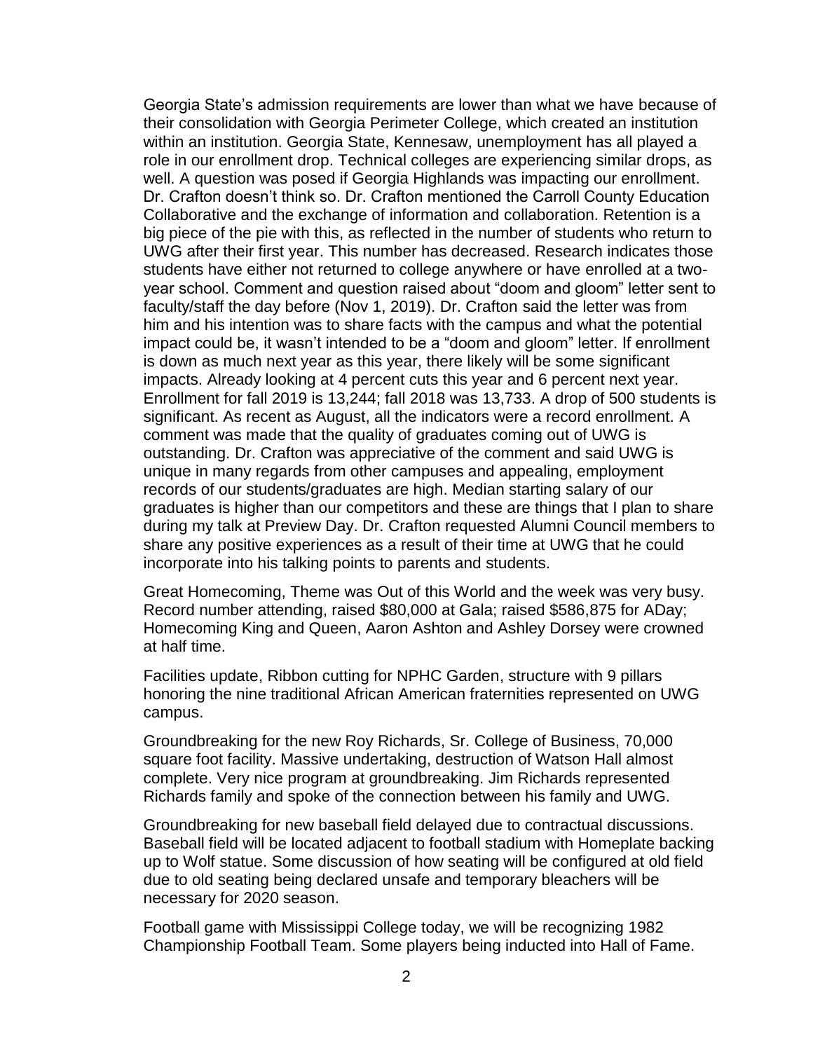Georgia State's admission requirements are lower than what we have because of their consolidation with Georgia Perimeter College, which created an institution within an institution. Georgia State, Kennesaw, unemployment has all played a role in our enrollment drop. Technical colleges are experiencing similar drops, as well. A question was posed if Georgia Highlands was impacting our enrollment. Dr. Crafton doesn't think so. Dr. Crafton mentioned the Carroll County Education Collaborative and the exchange of information and collaboration. Retention is a big piece of the pie with this, as reflected in the number of students who return to UWG after their first year. This number has decreased. Research indicates those students have either not returned to college anywhere or have enrolled at a two-year school. Comment and question raised about "doom and gloom" letter sent to faculty/staff the day before (Nov 1, 2019). Dr. Crafton said the letter was from him and his intention was to share facts with the campus and what the potential impact could be, it wasn't intended to be a "doom and gloom" letter. If enrollment is down as much next year as this year, there likely will be some significant impacts. Already looking at 4 percent cuts this year and 6 percent next year. Enrollment for fall 2019 is 13,244; fall 2018 was 13,733. A drop of 500 students is significant. As recent as August, all the indicators were a record enrollment. A comment was made that the quality of graduates coming out of UWG is outstanding. Dr. Crafton was appreciative of the comment and said UWG is unique in many regards from other campuses and appealing, employment records of our students/graduates are high. Median starting salary of our graduates is higher than our competitors and these are things that I plan to share during my talk at Preview Day. Dr. Crafton requested Alumni Council members to share any positive experiences as a result of their time at UWG that he could incorporate into his talking points to parents and students.

Great Homecoming, Theme was Out of this World and the week was very busy. Record number attending, raised $80,000 at Gala; raised $586,875 for ADay; Homecoming King and Queen, Aaron Ashton and Ashley Dorsey were crowned at half time.

Facilities update, Ribbon cutting for NPHC Garden, structure with 9 pillars honoring the nine traditional African American fraternities represented on UWG campus.

Groundbreaking for the new Roy Richards, Sr. College of Business, 70,000 square foot facility. Massive undertaking, destruction of Watson Hall almost complete. Very nice program at groundbreaking. Jim Richards represented Richards family and spoke of the connection between his family and UWG.

Groundbreaking for new baseball field delayed due to contractual discussions. Baseball field will be located adjacent to football stadium with Homeplate backing up to Wolf statue. Some discussion of how seating will be configured at old field due to old seating being declared unsafe and temporary bleachers will be necessary for 2020 season.

Football game with Mississippi College today, we will be recognizing 1982 Championship Football Team. Some players being inducted into Hall of Fame.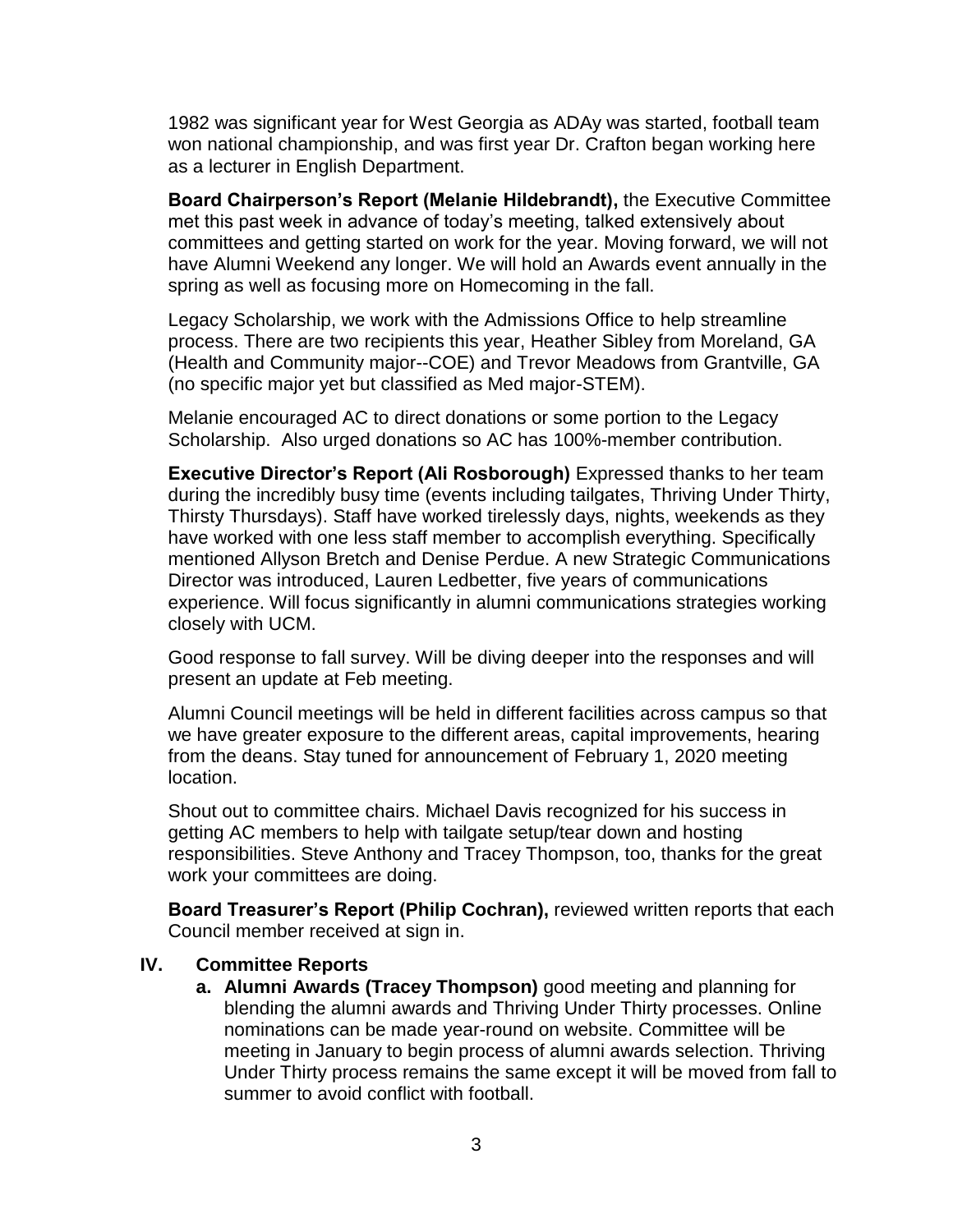1982 was significant year for West Georgia as ADAy was started, football team won national championship, and was first year Dr. Crafton began working here as a lecturer in English Department.

**Board Chairperson's Report (Melanie Hildebrandt),** the Executive Committee met this past week in advance of today's meeting, talked extensively about committees and getting started on work for the year. Moving forward, we will not have Alumni Weekend any longer. We will hold an Awards event annually in the spring as well as focusing more on Homecoming in the fall.

Legacy Scholarship, we work with the Admissions Office to help streamline process. There are two recipients this year, Heather Sibley from Moreland, GA (Health and Community major--COE) and Trevor Meadows from Grantville, GA (no specific major yet but classified as Med major-STEM).

Melanie encouraged AC to direct donations or some portion to the Legacy Scholarship. Also urged donations so AC has 100%-member contribution.

**Executive Director's Report (Ali Rosborough)** Expressed thanks to her team during the incredibly busy time (events including tailgates, Thriving Under Thirty, Thirsty Thursdays). Staff have worked tirelessly days, nights, weekends as they have worked with one less staff member to accomplish everything. Specifically mentioned Allyson Bretch and Denise Perdue. A new Strategic Communications Director was introduced, Lauren Ledbetter, five years of communications experience. Will focus significantly in alumni communications strategies working closely with UCM.

Good response to fall survey. Will be diving deeper into the responses and will present an update at Feb meeting.

Alumni Council meetings will be held in different facilities across campus so that we have greater exposure to the different areas, capital improvements, hearing from the deans. Stay tuned for announcement of February 1, 2020 meeting location.

Shout out to committee chairs. Michael Davis recognized for his success in getting AC members to help with tailgate setup/tear down and hosting responsibilities. Steve Anthony and Tracey Thompson, too, thanks for the great work your committees are doing.

**Board Treasurer's Report (Philip Cochran),** reviewed written reports that each Council member received at sign in.

## IV. Committee Reports

a. **Alumni Awards (Tracey Thompson)** good meeting and planning for blending the alumni awards and Thriving Under Thirty processes. Online nominations can be made year-round on website. Committee will be meeting in January to begin process of alumni awards selection. Thriving Under Thirty process remains the same except it will be moved from fall to summer to avoid conflict with football.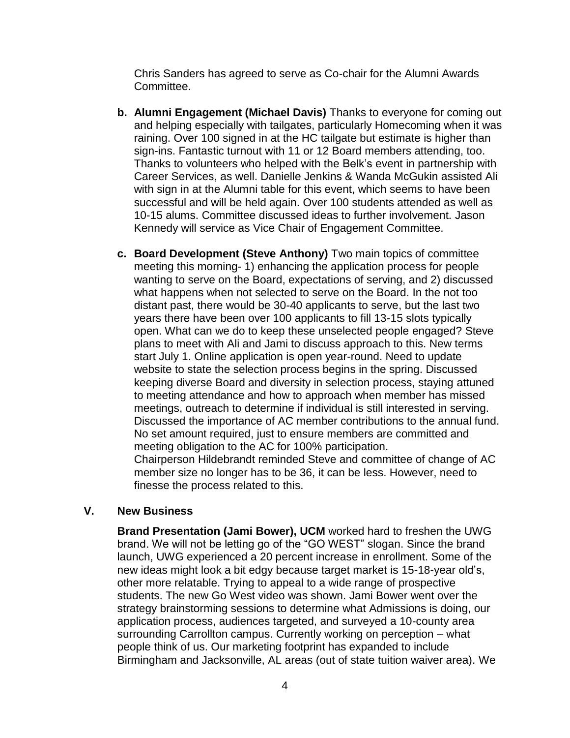Chris Sanders has agreed to serve as Co-chair for the Alumni Awards Committee.

- **b. Alumni Engagement (Michael Davis)** Thanks to everyone for coming out and helping especially with tailgates, particularly Homecoming when it was raining. Over 100 signed in at the HC tailgate but estimate is higher than sign-ins. Fantastic turnout with 11 or 12 Board members attending, too. Thanks to volunteers who helped with the Belk's event in partnership with Career Services, as well. Danielle Jenkins & Wanda McGukin assisted Ali with sign in at the Alumni table for this event, which seems to have been successful and will be held again. Over 100 students attended as well as 10-15 alums. Committee discussed ideas to further involvement. Jason Kennedy will service as Vice Chair of Engagement Committee.

- **c. Board Development (Steve Anthony)** Two main topics of committee meeting this morning- 1) enhancing the application process for people wanting to serve on the Board, expectations of serving, and 2) discussed what happens when not selected to serve on the Board. In the not too distant past, there would be 30-40 applicants to serve, but the last two years there have been over 100 applicants to fill 13-15 slots typically open. What can we do to keep these unselected people engaged? Steve plans to meet with Ali and Jami to discuss approach to this. New terms start July 1. Online application is open year-round. Need to update website to state the selection process begins in the spring. Discussed keeping diverse Board and diversity in selection process, staying attuned to meeting attendance and how to approach when member has missed meetings, outreach to determine if individual is still interested in serving. Discussed the importance of AC member contributions to the annual fund. No set amount required, just to ensure members are committed and meeting obligation to the AC for 100% participation.
  Chairperson Hildebrandt reminded Steve and committee of change of AC member size no longer has to be 36, it can be less. However, need to finesse the process related to this.

## V. New Business

**Brand Presentation (Jami Bower), UCM** worked hard to freshen the UWG brand. We will not be letting go of the "GO WEST" slogan. Since the brand launch, UWG experienced a 20 percent increase in enrollment. Some of the new ideas might look a bit edgy because target market is 15-18-year old's, other more relatable. Trying to appeal to a wide range of prospective students. The new Go West video was shown. Jami Bower went over the strategy brainstorming sessions to determine what Admissions is doing, our application process, audiences targeted, and surveyed a 10-county area surrounding Carrollton campus. Currently working on perception – what people think of us. Our marketing footprint has expanded to include Birmingham and Jacksonville, AL areas (out of state tuition waiver area). We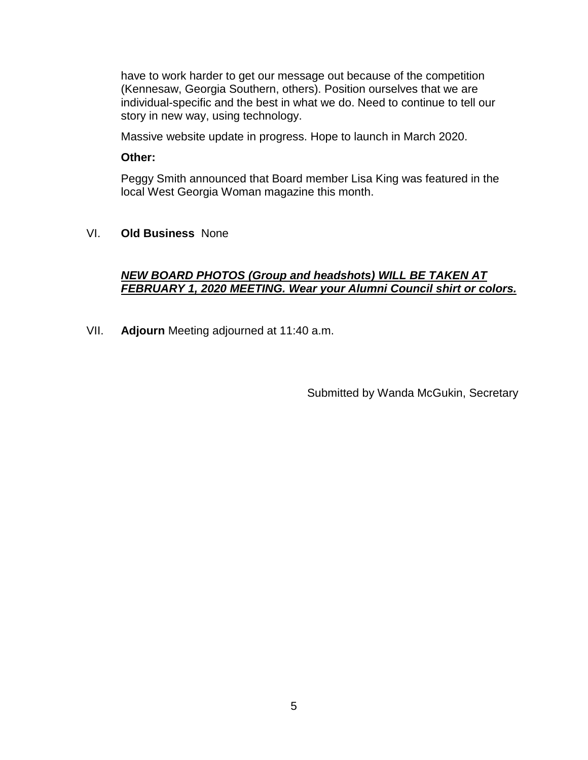have to work harder to get our message out because of the competition (Kennesaw, Georgia Southern, others). Position ourselves that we are individual-specific and the best in what we do. Need to continue to tell our story in new way, using technology.

Massive website update in progress. Hope to launch in March 2020.

**Other:**

Peggy Smith announced that Board member Lisa King was featured in the local West Georgia Woman magazine this month.

VI. **Old Business** None

***NEW BOARD PHOTOS (Group and headshots) WILL BE TAKEN AT FEBRUARY 1, 2020 MEETING. Wear your Alumni Council shirt or colors.***

VII. **Adjourn** Meeting adjourned at 11:40 a.m.

Submitted by Wanda McGukin, Secretary